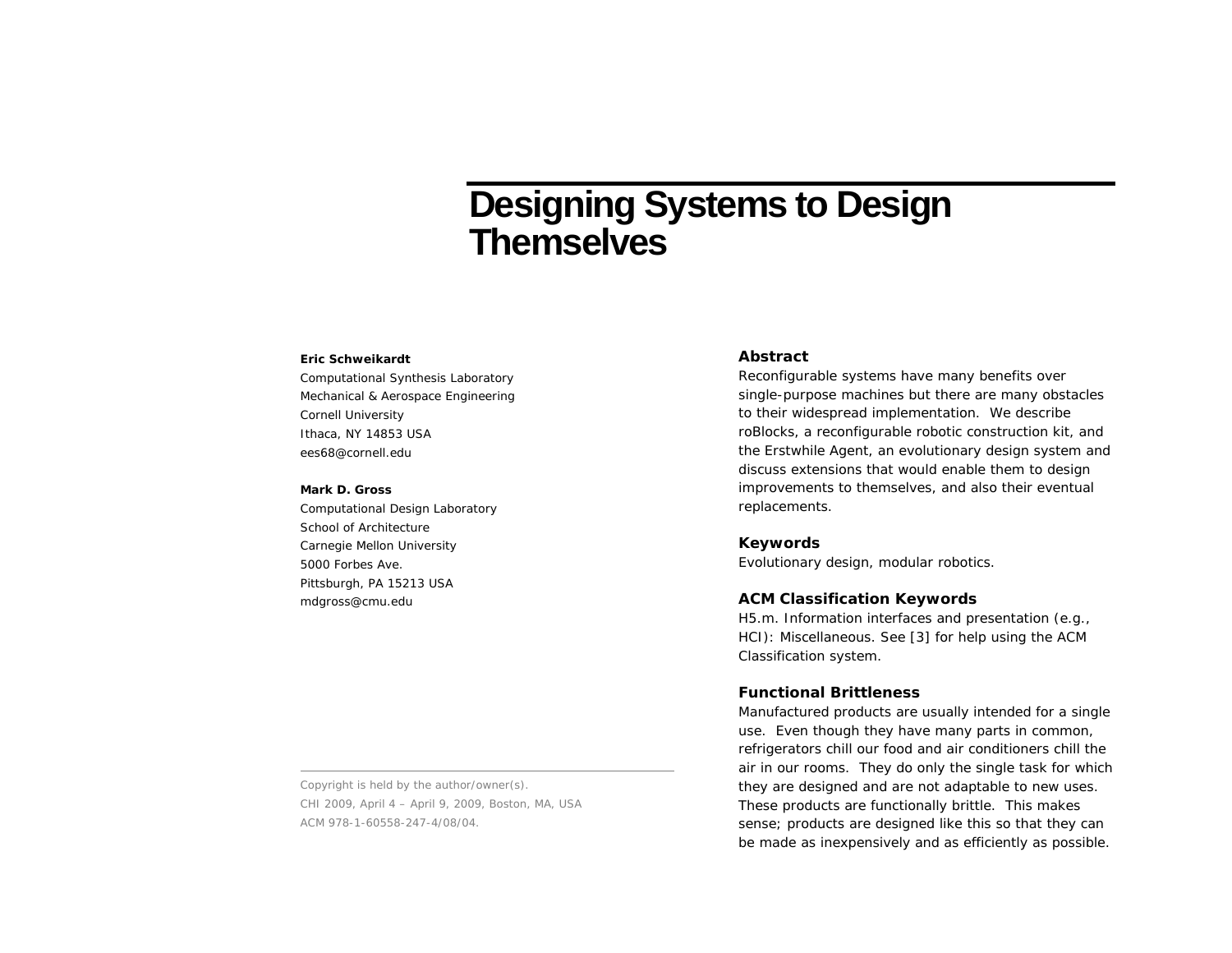# Designing Systems to Design Themselves

**Eric Schweikardt**
Computational Synthesis Laboratory
Mechanical & Aerospace Engineering
Cornell University
Ithaca, NY 14853 USA
ees68@cornell.edu

**Mark D. Gross**
Computational Design Laboratory
School of Architecture
Carnegie Mellon University
5000 Forbes Ave.
Pittsburgh, PA 15213 USA
mdgross@cmu.edu

Copyright is held by the author/owner(s).
CHI 2009, April 4 – April 9, 2009, Boston, MA, USA
ACM 978-1-60558-247-4/08/04.

### Abstract

Reconfigurable systems have many benefits over single-purpose machines but there are many obstacles to their widespread implementation. We describe roBlocks, a reconfigurable robotic construction kit, and the Erstwhile Agent, an evolutionary design system and discuss extensions that would enable them to design improvements to themselves, and also their eventual replacements.

### Keywords

Evolutionary design, modular robotics.

### ACM Classification Keywords

H5.m. Information interfaces and presentation (e.g., HCI): Miscellaneous. See [3] for help using the ACM Classification system.

### Functional Brittleness

Manufactured products are usually intended for a single use. Even though they have many parts in common, refrigerators chill our food and air conditioners chill the air in our rooms. They do only the single task for which they are designed and are not adaptable to new uses. These products are functionally brittle. This makes sense; products are designed like this so that they can be made as inexpensively and as efficiently as possible.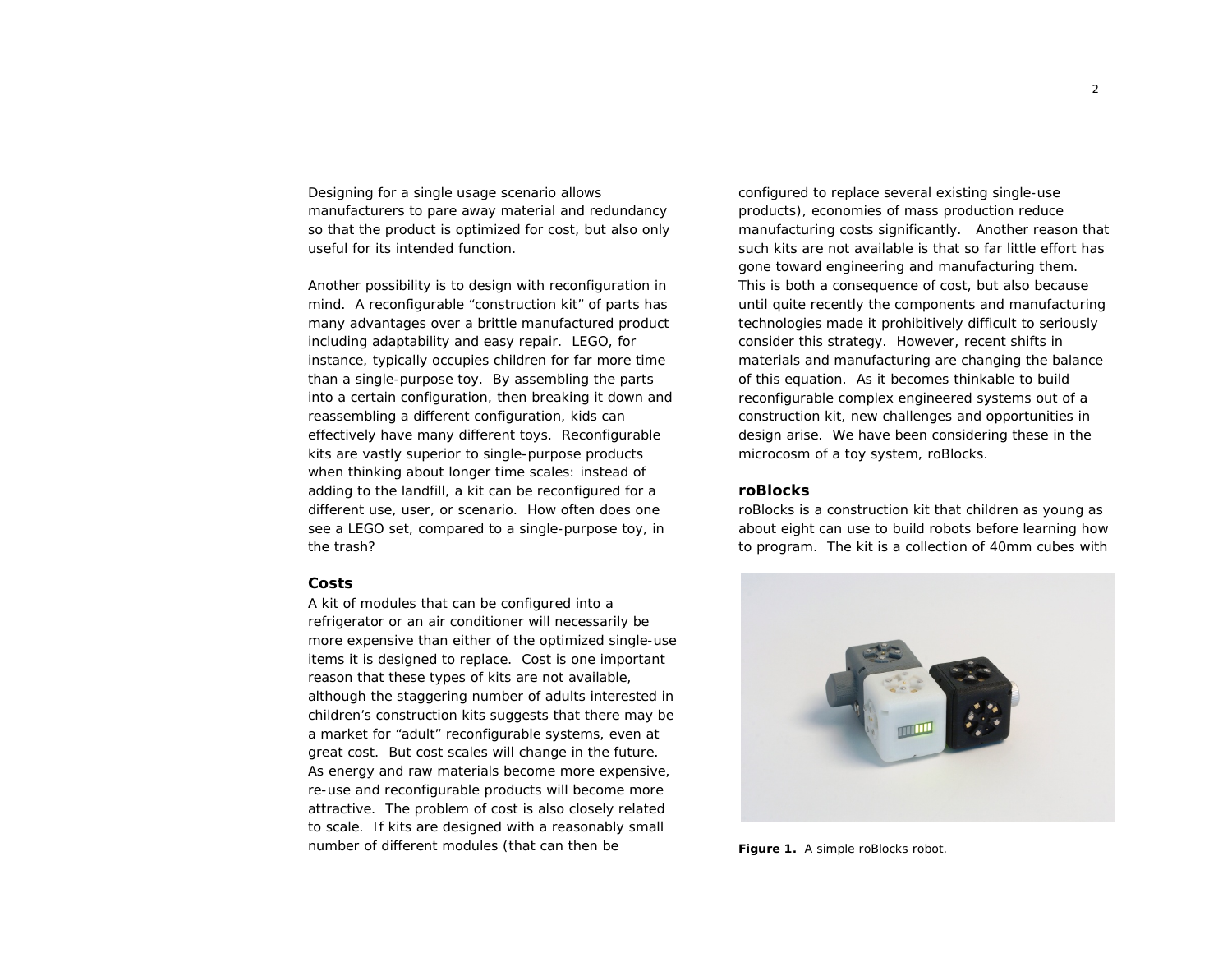Designing for a single usage scenario allows manufacturers to pare away material and redundancy so that the product is optimized for cost, but also only useful for its intended function.

Another possibility is to design with reconfiguration in mind. A reconfigurable "construction kit" of parts has many advantages over a brittle manufactured product including adaptability and easy repair. LEGO, for instance, typically occupies children for far more time than a single-purpose toy. By assembling the parts into a certain configuration, then breaking it down and reassembling a different configuration, kids can effectively have many different toys. Reconfigurable kits are vastly superior to single-purpose products when thinking about longer time scales: instead of adding to the landfill, a kit can be reconfigured for a different use, user, or scenario. How often does one see a LEGO set, compared to a single-purpose toy, in the trash?

### Costs

A kit of modules that can be configured into a refrigerator or an air conditioner will necessarily be more expensive than either of the optimized single-use items it is designed to replace. Cost is one important reason that these types of kits are not available, although the staggering number of adults interested in children's construction kits suggests that there may be a market for "adult" reconfigurable systems, even at great cost. But cost scales will change in the future. As energy and raw materials become more expensive, re-use and reconfigurable products will become more attractive. The problem of cost is also closely related to scale. If kits are designed with a reasonably small number of different modules (that can then be configured to replace several existing single-use products), economies of mass production reduce manufacturing costs significantly. Another reason that such kits are not available is that so far little effort has gone toward engineering and manufacturing them. This is both a consequence of cost, but also because until quite recently the components and manufacturing technologies made it prohibitively difficult to seriously consider this strategy. However, recent shifts in materials and manufacturing are changing the balance of this equation. As it becomes thinkable to build reconfigurable complex engineered systems out of a construction kit, new challenges and opportunities in design arise. We have been considering these in the microcosm of a toy system, roBlocks.

### roBlocks

roBlocks is a construction kit that children as young as about eight can use to build robots before learning how to program. The kit is a collection of 40mm cubes with

**Figure 1.** A simple roBlocks robot.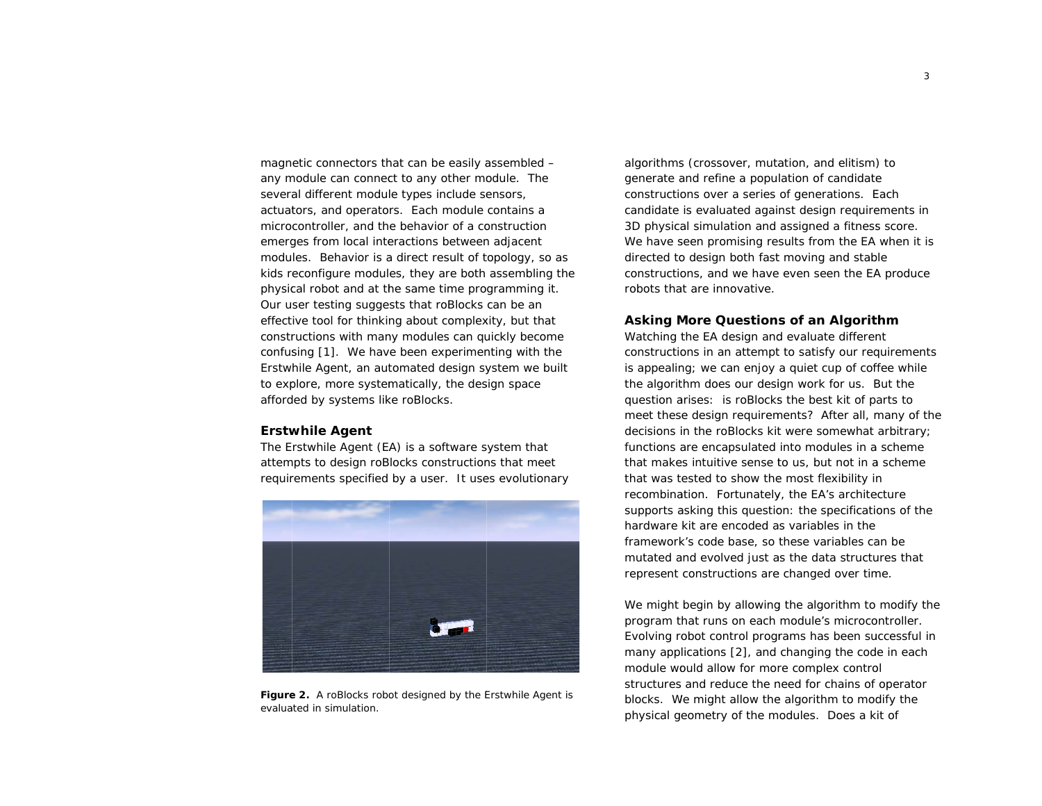magnetic connectors that can be easily assembled – any module can connect to any other module. The several different module types include sensors, actuators, and operators. Each module contains a microcontroller, and the behavior of a construction emerges from local interactions between adjacent modules. Behavior is a direct result of topology, so as kids reconfigure modules, they are both assembling the physical robot and at the same time programming it. Our user testing suggests that roBlocks can be an effective tool for thinking about complexity, but that constructions with many modules can quickly become confusing [1]. We have been experimenting with the Erstwhile Agent, an automated design system we built to explore, more systematically, the design space afforded by systems like roBlocks.

### Erstwhile Agent

The Erstwhile Agent (EA) is a software system that attempts to design roBlocks constructions that meet requirements specified by a user. It uses evolutionary algorithms (crossover, mutation, and elitism) to generate and refine a population of candidate constructions over a series of generations. Each candidate is evaluated against design requirements in 3D physical simulation and assigned a fitness score. We have seen promising results from the EA when it is directed to design both fast moving and stable constructions, and we have even seen the EA produce robots that are innovative.

**Figure 2.** A roBlocks robot designed by the Erstwhile Agent is evaluated in simulation.

### Asking More Questions of an Algorithm

Watching the EA design and evaluate different constructions in an attempt to satisfy our requirements is appealing; we can enjoy a quiet cup of coffee while the algorithm does our design work for us. But the question arises: is roBlocks the best kit of parts to meet these design requirements? After all, many of the decisions in the roBlocks kit were somewhat arbitrary; functions are encapsulated into modules in a scheme that makes intuitive sense to us, but not in a scheme that was tested to show the most flexibility in recombination. Fortunately, the EA's architecture supports asking this question: the specifications of the hardware kit are encoded as variables in the framework's code base, so these variables can be mutated and evolved just as the data structures that represent constructions are changed over time.

We might begin by allowing the algorithm to modify the program that runs on each module's microcontroller. Evolving robot control programs has been successful in many applications [2], and changing the code in each module would allow for more complex control structures and reduce the need for chains of operator blocks. We might allow the algorithm to modify the physical geometry of the modules. Does a kit of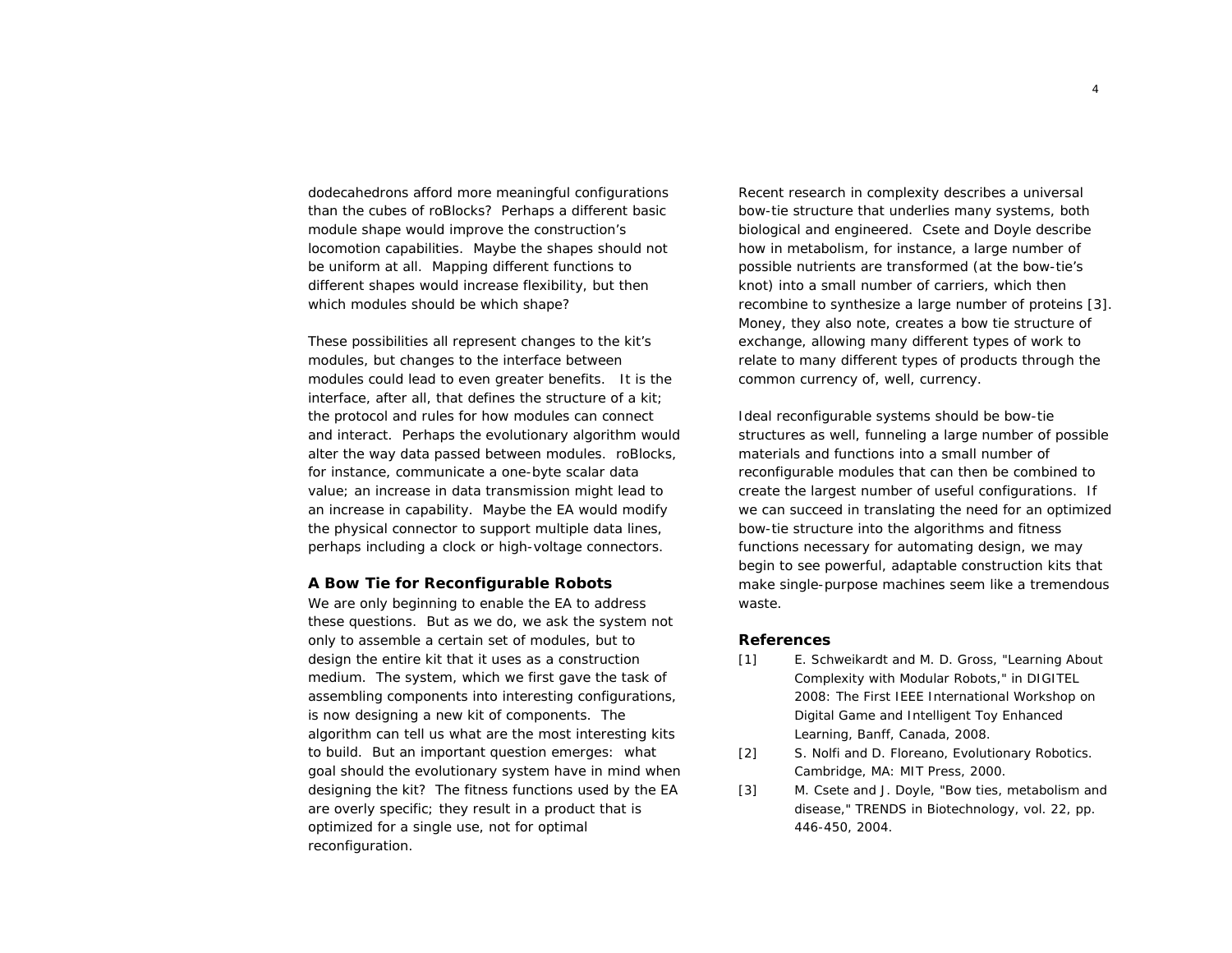dodecahedrons afford more meaningful configurations than the cubes of roBlocks? Perhaps a different basic module shape would improve the construction's locomotion capabilities. Maybe the shapes should not be uniform at all. Mapping different functions to different shapes would increase flexibility, but then which modules should be which shape?

These possibilities all represent changes to the kit's modules, but changes to the interface between modules could lead to even greater benefits. It is the interface, after all, that defines the structure of a kit; the protocol and rules for how modules can connect and interact. Perhaps the evolutionary algorithm would alter the way data passed between modules. roBlocks, for instance, communicate a one-byte scalar data value; an increase in data transmission might lead to an increase in capability. Maybe the EA would modify the physical connector to support multiple data lines, perhaps including a clock or high-voltage connectors.

### A Bow Tie for Reconfigurable Robots

We are only beginning to enable the EA to address these questions. But as we do, we ask the system not only to assemble a certain set of modules, but to design the entire kit that it uses as a construction medium. The system, which we first gave the task of assembling components into interesting configurations, is now designing a new kit of components. The algorithm can tell us what are the most interesting kits to build. But an important question emerges: what goal should the evolutionary system have in mind when designing the kit? The fitness functions used by the EA are overly specific; they result in a product that is optimized for a single use, not for optimal reconfiguration.

Recent research in complexity describes a universal bow-tie structure that underlies many systems, both biological and engineered. Csete and Doyle describe how in metabolism, for instance, a large number of possible nutrients are transformed (at the bow-tie's knot) into a small number of carriers, which then recombine to synthesize a large number of proteins [3]. Money, they also note, creates a bow tie structure of exchange, allowing many different types of work to relate to many different types of products through the common currency of, well, currency.

Ideal reconfigurable systems should be bow-tie structures as well, funneling a large number of possible materials and functions into a small number of reconfigurable modules that can then be combined to create the largest number of useful configurations. If we can succeed in translating the need for an optimized bow-tie structure into the algorithms and fitness functions necessary for automating design, we may begin to see powerful, adaptable construction kits that make single-purpose machines seem like a tremendous waste.

### References

[1] E. Schweikardt and M. D. Gross, "Learning About Complexity with Modular Robots," in DIGITEL 2008: The First IEEE International Workshop on Digital Game and Intelligent Toy Enhanced Learning, Banff, Canada, 2008.

[2] S. Nolfi and D. Floreano, Evolutionary Robotics. Cambridge, MA: MIT Press, 2000.

[3] M. Csete and J. Doyle, "Bow ties, metabolism and disease," TRENDS in Biotechnology, vol. 22, pp. 446-450, 2004.